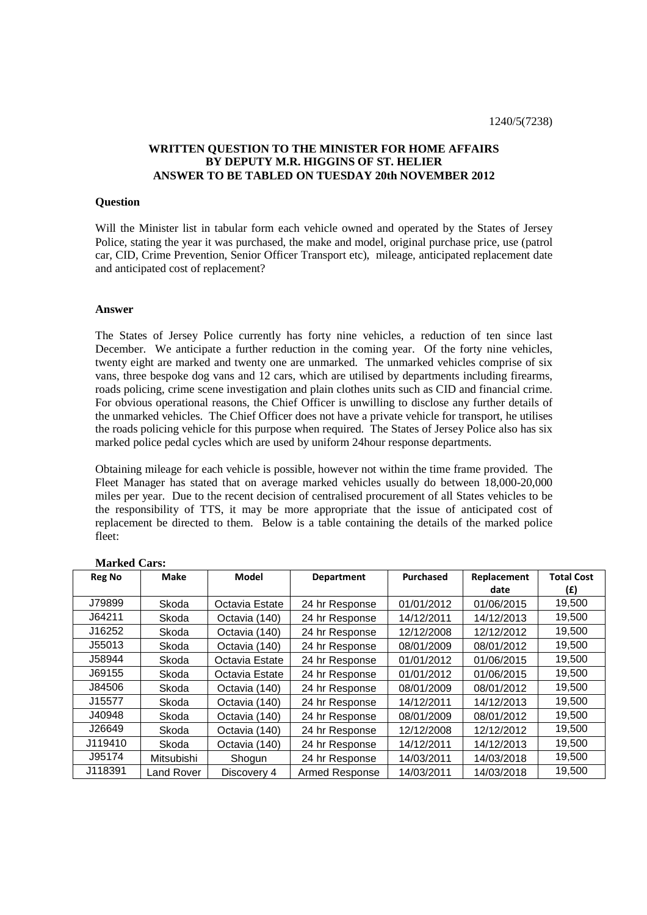1240/5(7238)

**WRITTEN QUESTION TO THE MINISTER FOR HOME AFFAIRS BY DEPUTY M.R. HIGGINS OF ST. HELIER ANSWER TO BE TABLED ON TUESDAY 20th NOVEMBER 2012**

**Question**

Will the Minister list in tabular form each vehicle owned and operated by the States of Jersey Police, stating the year it was purchased, the make and model, original purchase price, use (patrol car, CID, Crime Prevention, Senior Officer Transport etc), mileage, anticipated replacement date and anticipated cost of replacement?

**Answer**

The States of Jersey Police currently has forty nine vehicles, a reduction of ten since last December. We anticipate a further reduction in the coming year. Of the forty nine vehicles, twenty eight are marked and twenty one are unmarked. The unmarked vehicles comprise of six vans, three bespoke dog vans and 12 cars, which are utilised by departments including firearms, roads policing, crime scene investigation and plain clothes units such as CID and financial crime. For obvious operational reasons, the Chief Officer is unwilling to disclose any further details of the unmarked vehicles. The Chief Officer does not have a private vehicle for transport, he utilises the roads policing vehicle for this purpose when required. The States of Jersey Police also has six marked police pedal cycles which are used by uniform 24hour response departments.

Obtaining mileage for each vehicle is possible, however not within the time frame provided. The Fleet Manager has stated that on average marked vehicles usually do between 18,000-20,000 miles per year. Due to the recent decision of centralised procurement of all States vehicles to be the responsibility of TTS, it may be more appropriate that the issue of anticipated cost of replacement be directed to them. Below is a table containing the details of the marked police fleet:

**Marked Cars:**

| Reg No | Make | Model | Department | Purchased | Replacement date | Total Cost (£) |
|---|---|---|---|---|---|---|
| J79899 | Skoda | Octavia Estate | 24 hr Response | 01/01/2012 | 01/06/2015 | 19,500 |
| J64211 | Skoda | Octavia (140) | 24 hr Response | 14/12/2011 | 14/12/2013 | 19,500 |
| J16252 | Skoda | Octavia (140) | 24 hr Response | 12/12/2008 | 12/12/2012 | 19,500 |
| J55013 | Skoda | Octavia (140) | 24 hr Response | 08/01/2009 | 08/01/2012 | 19,500 |
| J58944 | Skoda | Octavia Estate | 24 hr Response | 01/01/2012 | 01/06/2015 | 19,500 |
| J69155 | Skoda | Octavia Estate | 24 hr Response | 01/01/2012 | 01/06/2015 | 19,500 |
| J84506 | Skoda | Octavia (140) | 24 hr Response | 08/01/2009 | 08/01/2012 | 19,500 |
| J15577 | Skoda | Octavia (140) | 24 hr Response | 14/12/2011 | 14/12/2013 | 19,500 |
| J40948 | Skoda | Octavia (140) | 24 hr Response | 08/01/2009 | 08/01/2012 | 19,500 |
| J26649 | Skoda | Octavia (140) | 24 hr Response | 12/12/2008 | 12/12/2012 | 19,500 |
| J119410 | Skoda | Octavia (140) | 24 hr Response | 14/12/2011 | 14/12/2013 | 19,500 |
| J95174 | Mitsubishi | Shogun | 24 hr Response | 14/03/2011 | 14/03/2018 | 19,500 |
| J118391 | Land Rover | Discovery 4 | Armed Response | 14/03/2011 | 14/03/2018 | 19,500 |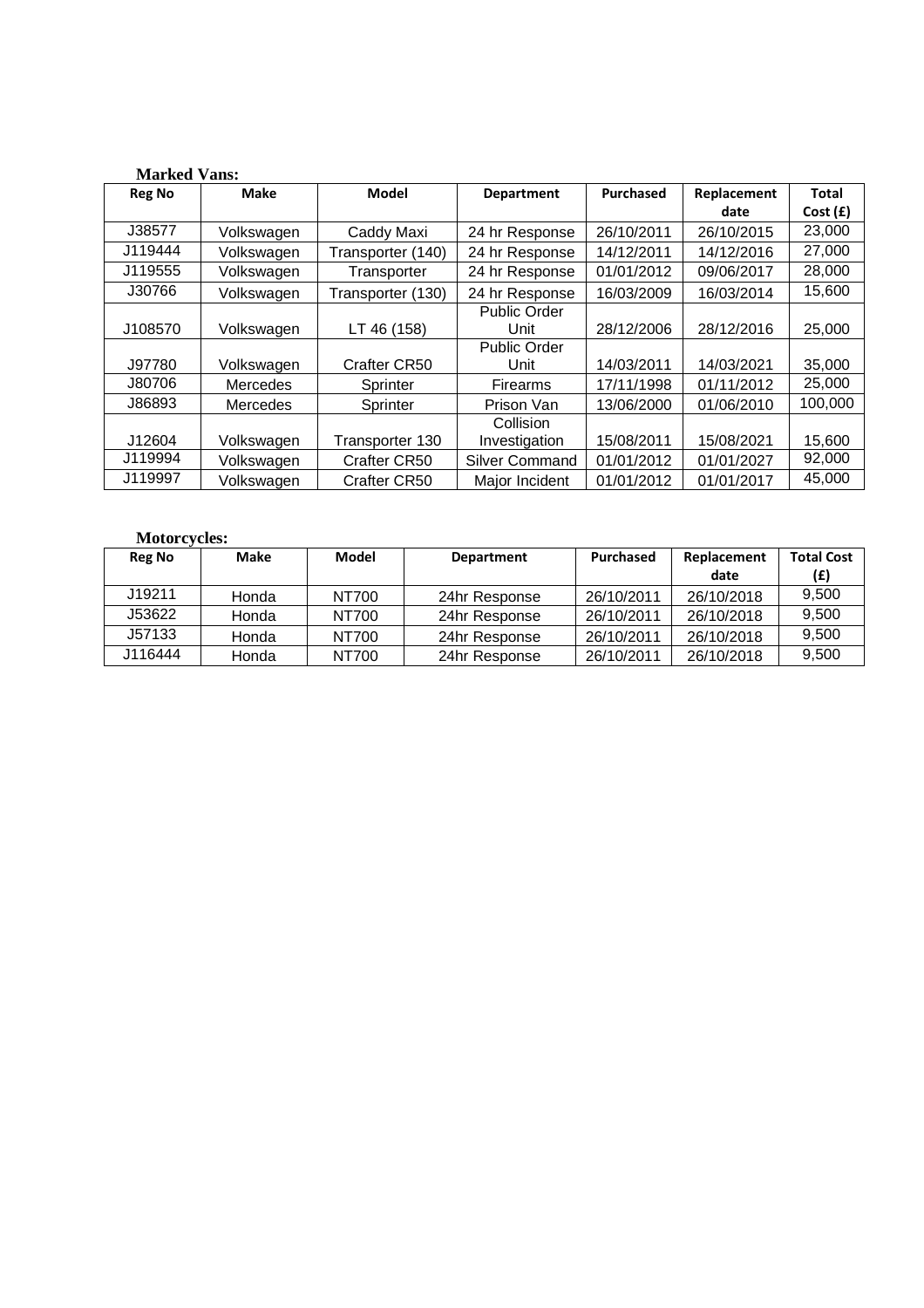**Marked Vans:**

| Reg No | Make | Model | Department | Purchased | Replacement date | Total Cost (£) |
|---|---|---|---|---|---|---|
| J38577 | Volkswagen | Caddy Maxi | 24 hr Response | 26/10/2011 | 26/10/2015 | 23,000 |
| J119444 | Volkswagen | Transporter (140) | 24 hr Response | 14/12/2011 | 14/12/2016 | 27,000 |
| J119555 | Volkswagen | Transporter | 24 hr Response | 01/01/2012 | 09/06/2017 | 28,000 |
| J30766 | Volkswagen | Transporter (130) | 24 hr Response | 16/03/2009 | 16/03/2014 | 15,600 |
| J108570 | Volkswagen | LT 46 (158) | Public Order Unit | 28/12/2006 | 28/12/2016 | 25,000 |
| J97780 | Volkswagen | Crafter CR50 | Public Order Unit | 14/03/2011 | 14/03/2021 | 35,000 |
| J80706 | Mercedes | Sprinter | Firearms | 17/11/1998 | 01/11/2012 | 25,000 |
| J86893 | Mercedes | Sprinter | Prison Van | 13/06/2000 | 01/06/2010 | 100,000 |
| J12604 | Volkswagen | Transporter 130 | Collision Investigation | 15/08/2011 | 15/08/2021 | 15,600 |
| J119994 | Volkswagen | Crafter CR50 | Silver Command | 01/01/2012 | 01/01/2027 | 92,000 |
| J119997 | Volkswagen | Crafter CR50 | Major Incident | 01/01/2012 | 01/01/2017 | 45,000 |

**Motorcycles:**

| Reg No | Make | Model | Department | Purchased | Replacement date | Total Cost (£) |
|---|---|---|---|---|---|---|
| J19211 | Honda | NT700 | 24hr Response | 26/10/2011 | 26/10/2018 | 9,500 |
| J53622 | Honda | NT700 | 24hr Response | 26/10/2011 | 26/10/2018 | 9,500 |
| J57133 | Honda | NT700 | 24hr Response | 26/10/2011 | 26/10/2018 | 9,500 |
| J116444 | Honda | NT700 | 24hr Response | 26/10/2011 | 26/10/2018 | 9,500 |